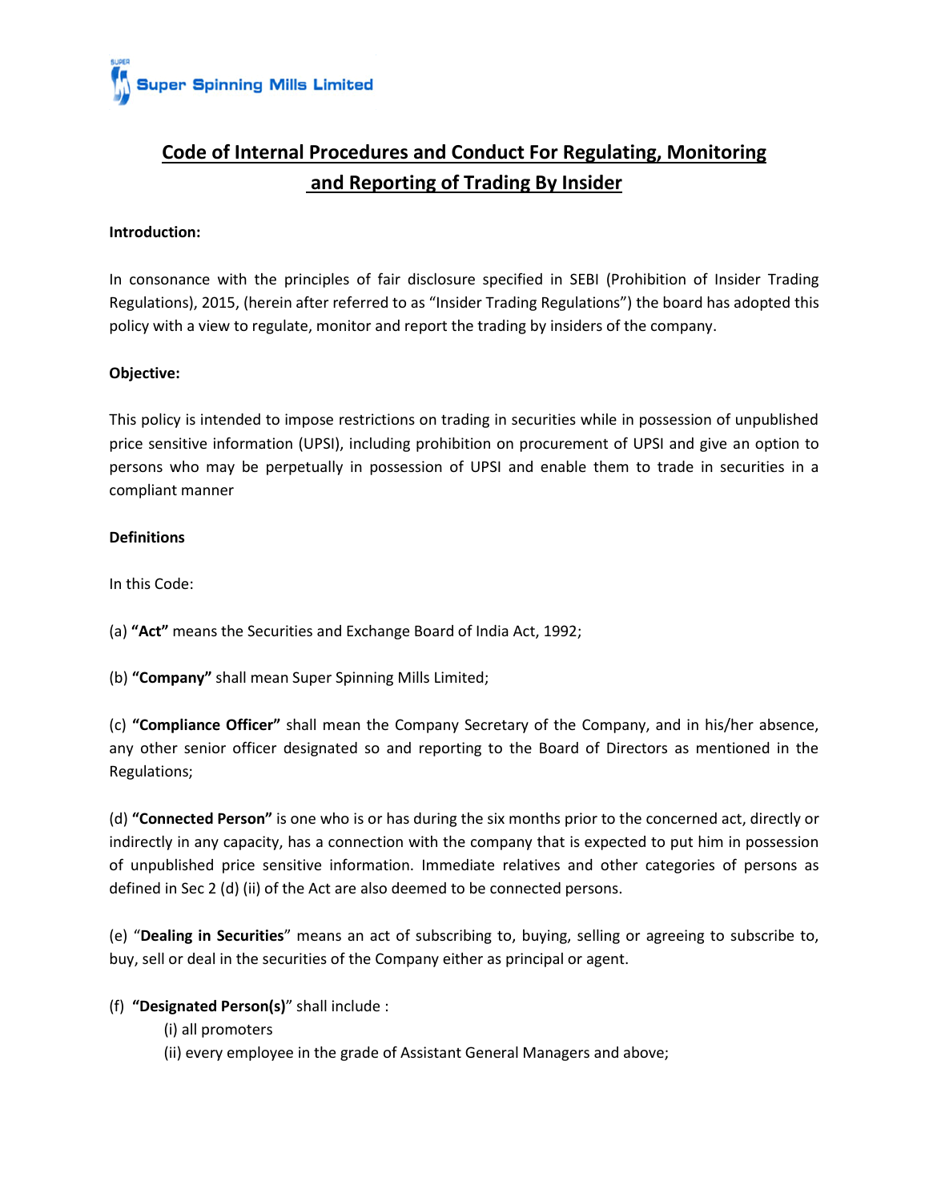Super Spinning Mills Limited

# Code of Internal Procedures and Conduct For Regulating, Monitoring and Reporting of Trading By Insider

**Introduction:**

In consonance with the principles of fair disclosure specified in SEBI (Prohibition of Insider Trading Regulations), 2015, (herein after referred to as "Insider Trading Regulations") the board has adopted this policy with a view to regulate, monitor and report the trading by insiders of the company.

**Objective:**

This policy is intended to impose restrictions on trading in securities while in possession of unpublished price sensitive information (UPSI), including prohibition on procurement of UPSI and give an option to persons who may be perpetually in possession of UPSI and enable them to trade in securities in a compliant manner

**Definitions**

In this Code:

(a) **"Act"** means the Securities and Exchange Board of India Act, 1992;

(b) **"Company"** shall mean Super Spinning Mills Limited;

(c) **"Compliance Officer"** shall mean the Company Secretary of the Company, and in his/her absence, any other senior officer designated so and reporting to the Board of Directors as mentioned in the Regulations;

(d) **"Connected Person"** is one who is or has during the six months prior to the concerned act, directly or indirectly in any capacity, has a connection with the company that is expected to put him in possession of unpublished price sensitive information. Immediate relatives and other categories of persons as defined in Sec 2 (d) (ii) of the Act are also deemed to be connected persons.

(e) "**Dealing in Securities**" means an act of subscribing to, buying, selling or agreeing to subscribe to, buy, sell or deal in the securities of the Company either as principal or agent.

(f) **"Designated Person(s)"** shall include :

- (i) all promoters
- (ii) every employee in the grade of Assistant General Managers and above;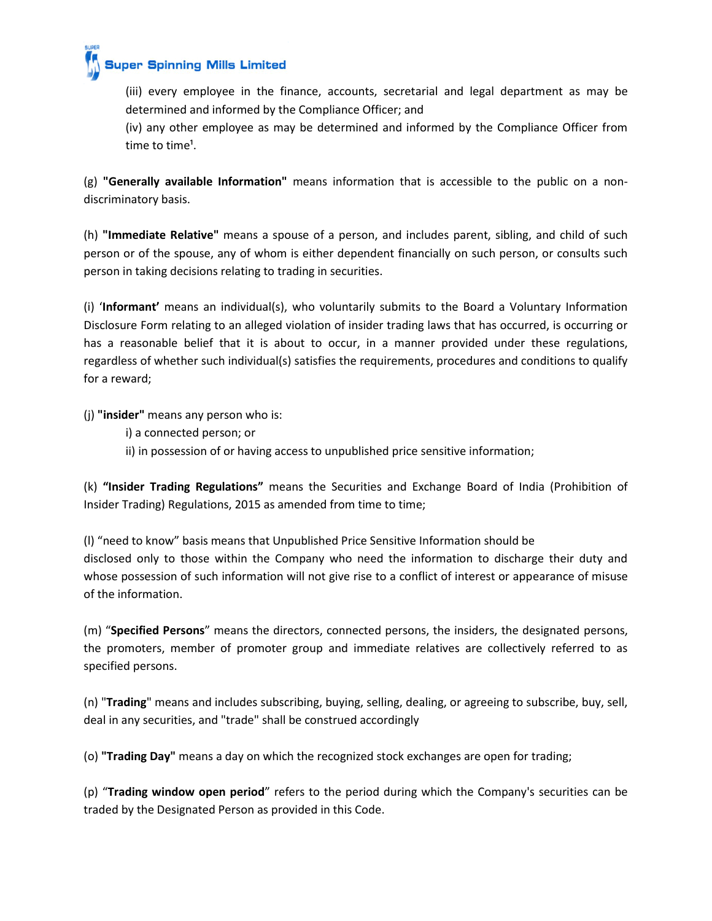(iii) every employee in the finance, accounts, secretarial and legal department as may be determined and informed by the Compliance Officer; and

(iv) any other employee as may be determined and informed by the Compliance Officer from time to time[1].

(g) **"Generally available Information"** means information that is accessible to the public on a non-discriminatory basis.

(h) **"Immediate Relative"** means a spouse of a person, and includes parent, sibling, and child of such person or of the spouse, any of whom is either dependent financially on such person, or consults such person in taking decisions relating to trading in securities.

(i) '**Informant'** means an individual(s), who voluntarily submits to the Board a Voluntary Information Disclosure Form relating to an alleged violation of insider trading laws that has occurred, is occurring or has a reasonable belief that it is about to occur, in a manner provided under these regulations, regardless of whether such individual(s) satisfies the requirements, procedures and conditions to qualify for a reward;

(j) **"insider"** means any person who is:

i) a connected person; or

ii) in possession of or having access to unpublished price sensitive information;

(k) **"Insider Trading Regulations"** means the Securities and Exchange Board of India (Prohibition of Insider Trading) Regulations, 2015 as amended from time to time;

(l) "need to know" basis means that Unpublished Price Sensitive Information should be disclosed only to those within the Company who need the information to discharge their duty and whose possession of such information will not give rise to a conflict of interest or appearance of misuse of the information.

(m) "**Specified Persons**" means the directors, connected persons, the insiders, the designated persons, the promoters, member of promoter group and immediate relatives are collectively referred to as specified persons.

(n) "**Trading**" means and includes subscribing, buying, selling, dealing, or agreeing to subscribe, buy, sell, deal in any securities, and "trade" shall be construed accordingly

(o) **"Trading Day"** means a day on which the recognized stock exchanges are open for trading;

(p) "**Trading window open period**" refers to the period during which the Company's securities can be traded by the Designated Person as provided in this Code.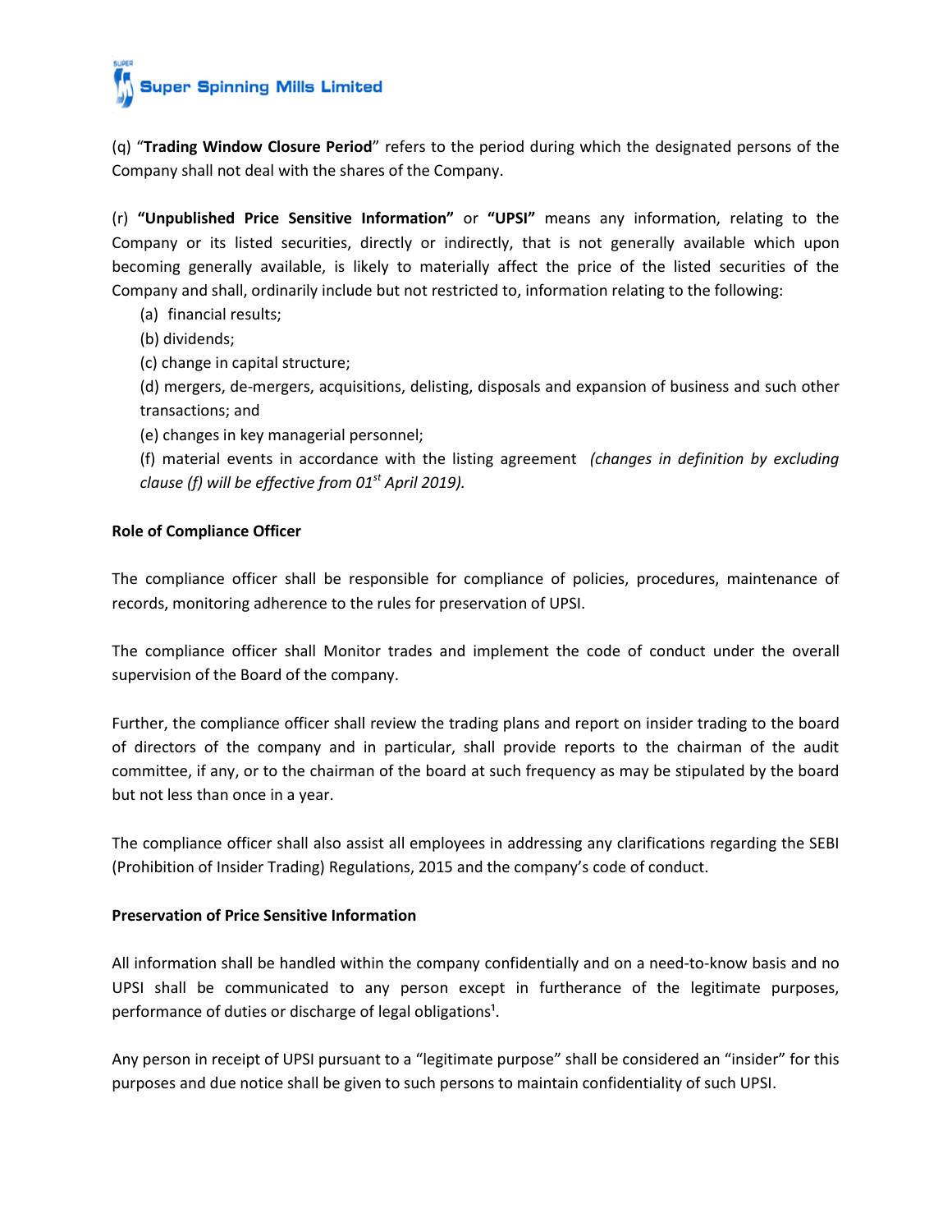(q) "**Trading Window Closure Period**" refers to the period during which the designated persons of the Company shall not deal with the shares of the Company.

(r) **"Unpublished Price Sensitive Information"** or **"UPSI"** means any information, relating to the Company or its listed securities, directly or indirectly, that is not generally available which upon becoming generally available, is likely to materially affect the price of the listed securities of the Company and shall, ordinarily include but not restricted to, information relating to the following:

(a) financial results;

(b) dividends;

(c) change in capital structure;

(d) mergers, de-mergers, acquisitions, delisting, disposals and expansion of business and such other transactions; and

(e) changes in key managerial personnel;

(f) material events in accordance with the listing agreement *(changes in definition by excluding clause (f) will be effective from 01st April 2019).*

**Role of Compliance Officer**

The compliance officer shall be responsible for compliance of policies, procedures, maintenance of records, monitoring adherence to the rules for preservation of UPSI.

The compliance officer shall Monitor trades and implement the code of conduct under the overall supervision of the Board of the company.

Further, the compliance officer shall review the trading plans and report on insider trading to the board of directors of the company and in particular, shall provide reports to the chairman of the audit committee, if any, or to the chairman of the board at such frequency as may be stipulated by the board but not less than once in a year.

The compliance officer shall also assist all employees in addressing any clarifications regarding the SEBI (Prohibition of Insider Trading) Regulations, 2015 and the company's code of conduct.

**Preservation of Price Sensitive Information**

All information shall be handled within the company confidentially and on a need-to-know basis and no UPSI shall be communicated to any person except in furtherance of the legitimate purposes, performance of duties or discharge of legal obligations[1].

Any person in receipt of UPSI pursuant to a "legitimate purpose" shall be considered an "insider" for this purposes and due notice shall be given to such persons to maintain confidentiality of such UPSI.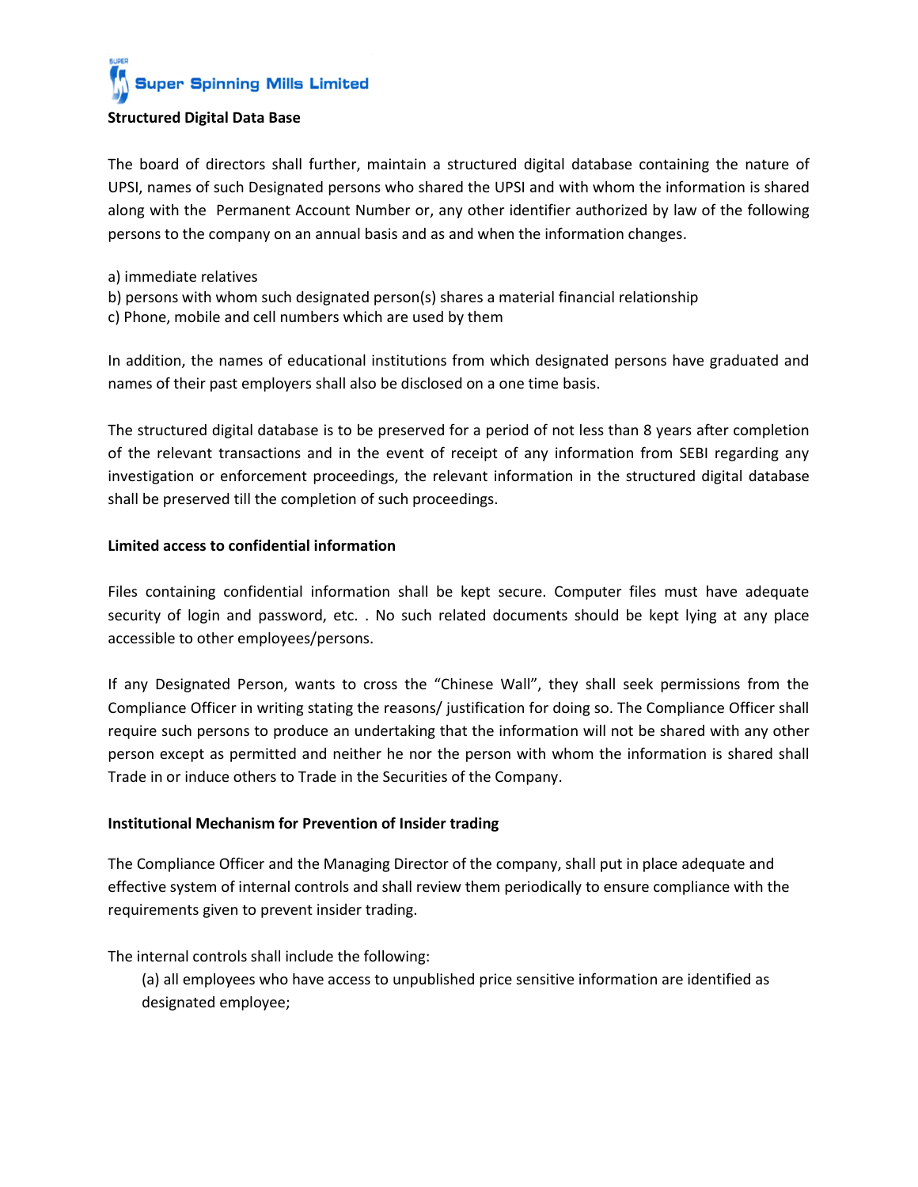**Structured Digital Data Base**

The board of directors shall further, maintain a structured digital database containing the nature of UPSI, names of such Designated persons who shared the UPSI and with whom the information is shared along with the Permanent Account Number or, any other identifier authorized by law of the following persons to the company on an annual basis and as and when the information changes.

a) immediate relatives
b) persons with whom such designated person(s) shares a material financial relationship
c) Phone, mobile and cell numbers which are used by them

In addition, the names of educational institutions from which designated persons have graduated and names of their past employers shall also be disclosed on a one time basis.

The structured digital database is to be preserved for a period of not less than 8 years after completion of the relevant transactions and in the event of receipt of any information from SEBI regarding any investigation or enforcement proceedings, the relevant information in the structured digital database shall be preserved till the completion of such proceedings.

**Limited access to confidential information**

Files containing confidential information shall be kept secure. Computer files must have adequate security of login and password, etc. . No such related documents should be kept lying at any place accessible to other employees/persons.

If any Designated Person, wants to cross the "Chinese Wall", they shall seek permissions from the Compliance Officer in writing stating the reasons/ justification for doing so. The Compliance Officer shall require such persons to produce an undertaking that the information will not be shared with any other person except as permitted and neither he nor the person with whom the information is shared shall Trade in or induce others to Trade in the Securities of the Company.

**Institutional Mechanism for Prevention of Insider trading**

The Compliance Officer and the Managing Director of the company, shall put in place adequate and effective system of internal controls and shall review them periodically to ensure compliance with the requirements given to prevent insider trading.

The internal controls shall include the following:

(a) all employees who have access to unpublished price sensitive information are identified as designated employee;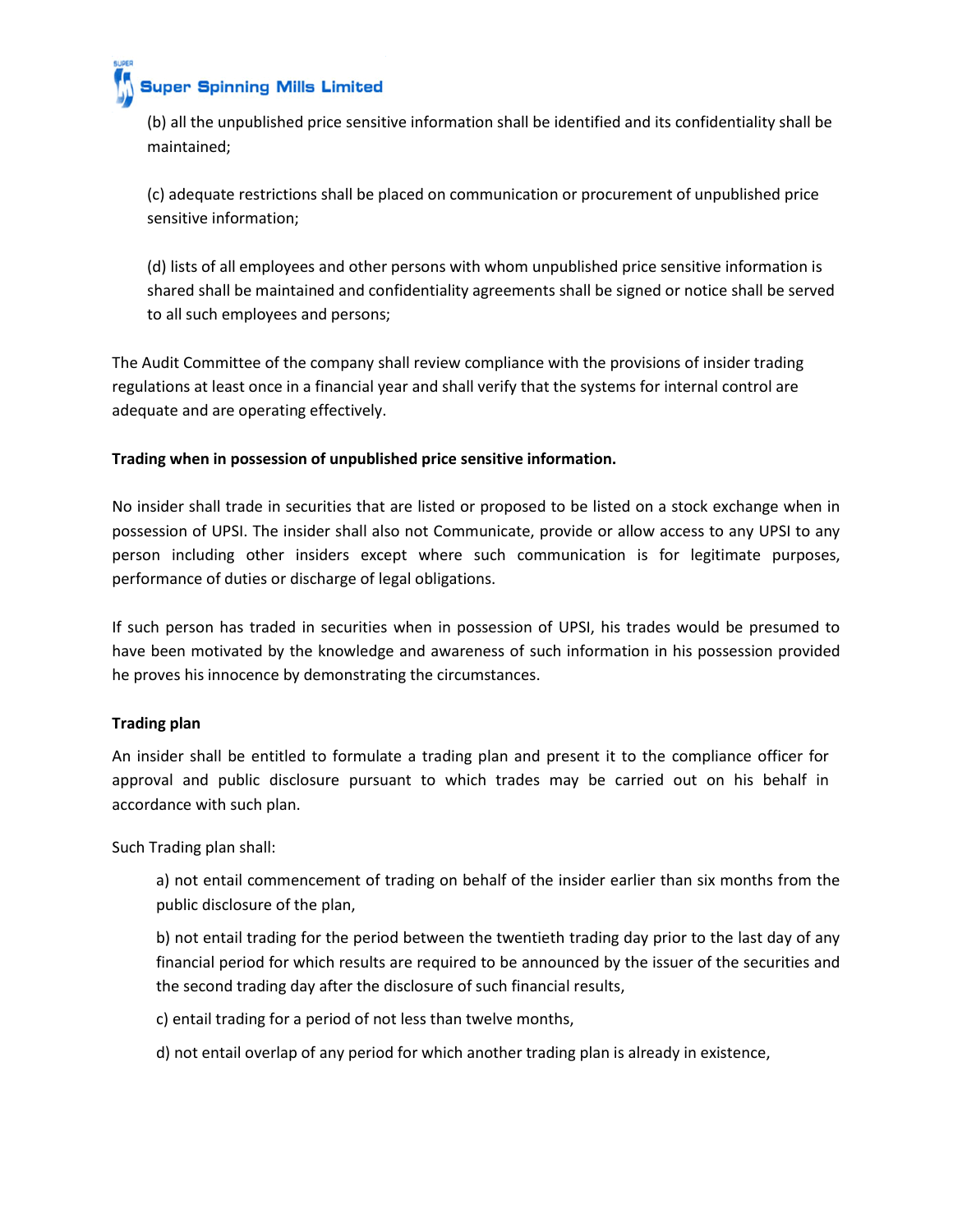(b) all the unpublished price sensitive information shall be identified and its confidentiality shall be maintained;

(c) adequate restrictions shall be placed on communication or procurement of unpublished price sensitive information;

(d) lists of all employees and other persons with whom unpublished price sensitive information is shared shall be maintained and confidentiality agreements shall be signed or notice shall be served to all such employees and persons;

The Audit Committee of the company shall review compliance with the provisions of insider trading regulations at least once in a financial year and shall verify that the systems for internal control are adequate and are operating effectively.

**Trading when in possession of unpublished price sensitive information.**

No insider shall trade in securities that are listed or proposed to be listed on a stock exchange when in possession of UPSI. The insider shall also not Communicate, provide or allow access to any UPSI to any person including other insiders except where such communication is for legitimate purposes, performance of duties or discharge of legal obligations.

If such person has traded in securities when in possession of UPSI, his trades would be presumed to have been motivated by the knowledge and awareness of such information in his possession provided he proves his innocence by demonstrating the circumstances.

**Trading plan**

An insider shall be entitled to formulate a trading plan and present it to the compliance officer for approval and public disclosure pursuant to which trades may be carried out on his behalf in accordance with such plan.

Such Trading plan shall:

a) not entail commencement of trading on behalf of the insider earlier than six months from the public disclosure of the plan,

b) not entail trading for the period between the twentieth trading day prior to the last day of any financial period for which results are required to be announced by the issuer of the securities and the second trading day after the disclosure of such financial results,

c) entail trading for a period of not less than twelve months,

d) not entail overlap of any period for which another trading plan is already in existence,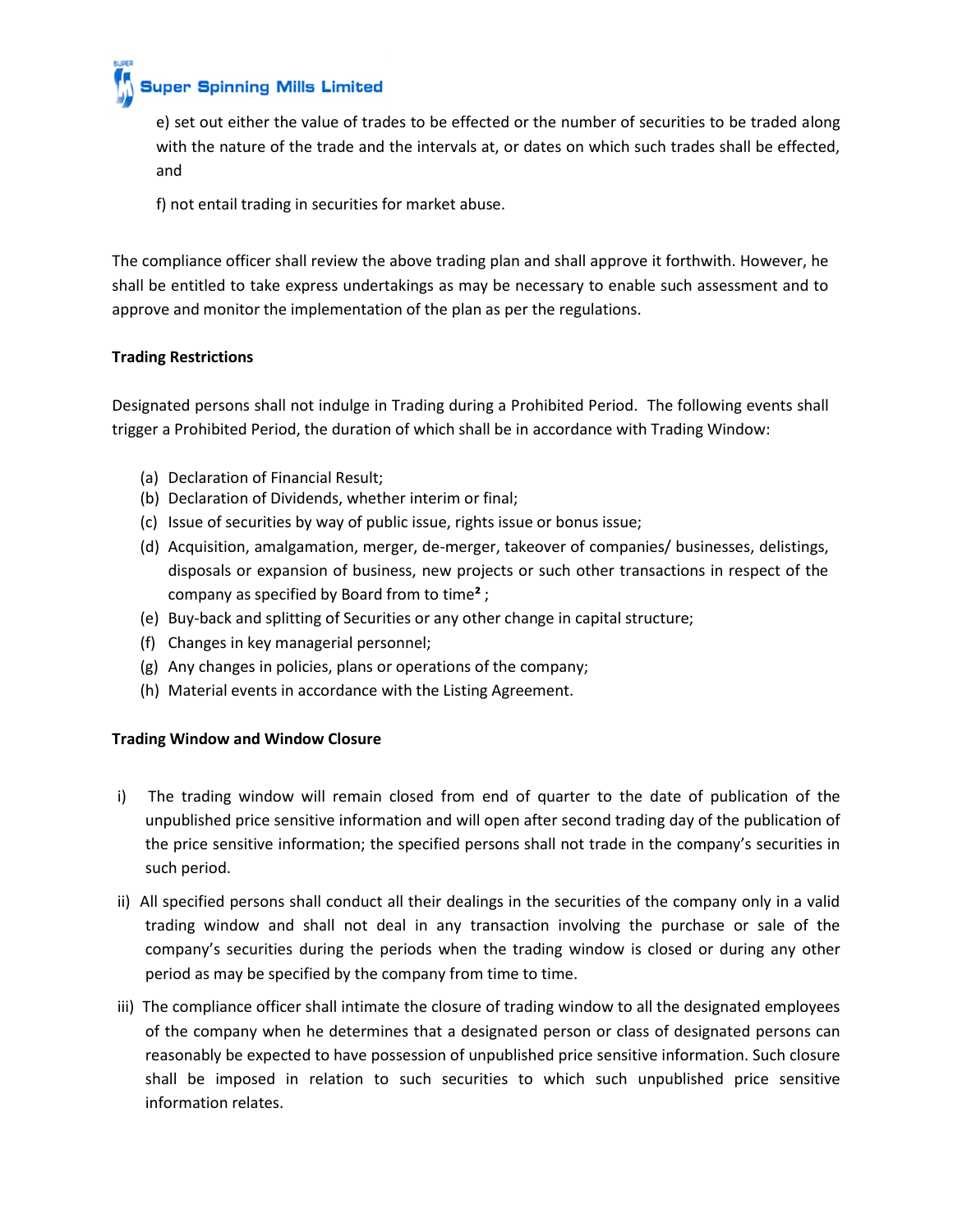e) set out either the value of trades to be effected or the number of securities to be traded along with the nature of the trade and the intervals at, or dates on which such trades shall be effected, and

f) not entail trading in securities for market abuse.

The compliance officer shall review the above trading plan and shall approve it forthwith. However, he shall be entitled to take express undertakings as may be necessary to enable such assessment and to approve and monitor the implementation of the plan as per the regulations.

**Trading Restrictions**

Designated persons shall not indulge in Trading during a Prohibited Period. The following events shall trigger a Prohibited Period, the duration of which shall be in accordance with Trading Window:

(a) Declaration of Financial Result;
(b) Declaration of Dividends, whether interim or final;
(c) Issue of securities by way of public issue, rights issue or bonus issue;
(d) Acquisition, amalgamation, merger, de-merger, takeover of companies/ businesses, delistings, disposals or expansion of business, new projects or such other transactions in respect of the company as specified by Board from to time[2] ;
(e) Buy-back and splitting of Securities or any other change in capital structure;
(f) Changes in key managerial personnel;
(g) Any changes in policies, plans or operations of the company;
(h) Material events in accordance with the Listing Agreement.

**Trading Window and Window Closure**

i) The trading window will remain closed from end of quarter to the date of publication of the unpublished price sensitive information and will open after second trading day of the publication of the price sensitive information; the specified persons shall not trade in the company's securities in such period.

ii) All specified persons shall conduct all their dealings in the securities of the company only in a valid trading window and shall not deal in any transaction involving the purchase or sale of the company's securities during the periods when the trading window is closed or during any other period as may be specified by the company from time to time.

iii) The compliance officer shall intimate the closure of trading window to all the designated employees of the company when he determines that a designated person or class of designated persons can reasonably be expected to have possession of unpublished price sensitive information. Such closure shall be imposed in relation to such securities to which such unpublished price sensitive information relates.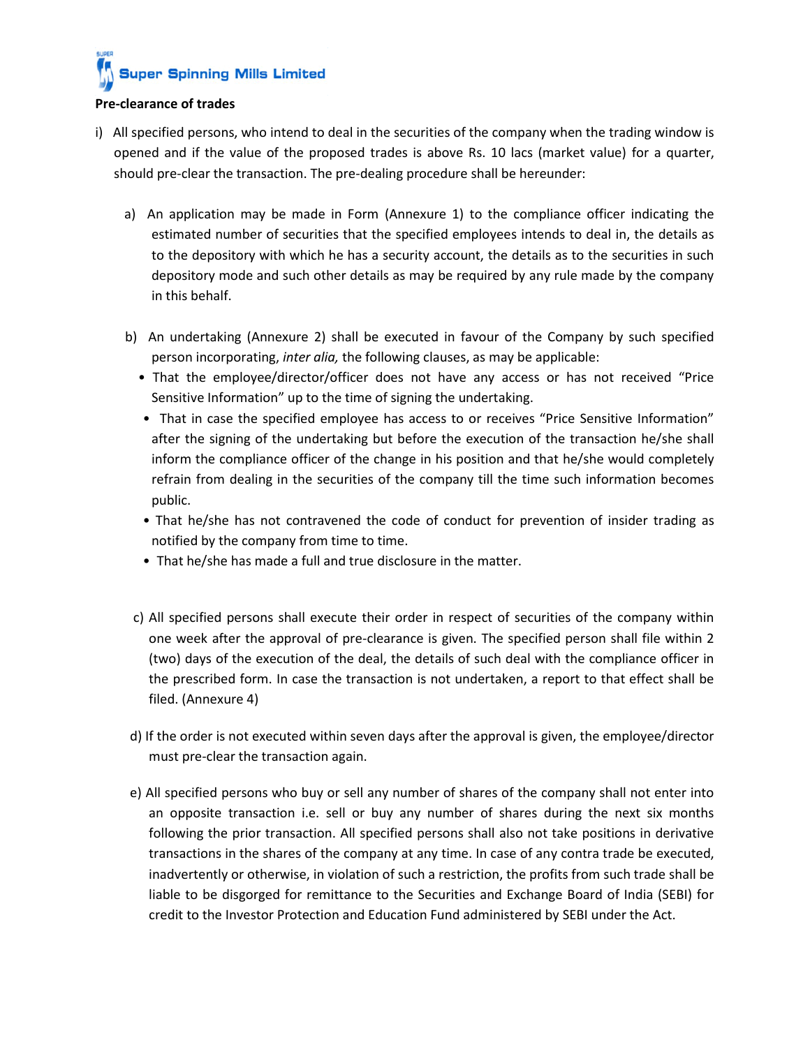**Pre-clearance of trades**

i) All specified persons, who intend to deal in the securities of the company when the trading window is opened and if the value of the proposed trades is above Rs. 10 lacs (market value) for a quarter, should pre-clear the transaction. The pre-dealing procedure shall be hereunder:

   a) An application may be made in Form (Annexure 1) to the compliance officer indicating the estimated number of securities that the specified employees intends to deal in, the details as to the depository with which he has a security account, the details as to the securities in such depository mode and such other details as may be required by any rule made by the company in this behalf.

   b) An undertaking (Annexure 2) shall be executed in favour of the Company by such specified person incorporating, *inter alia,* the following clauses, as may be applicable:
      - That the employee/director/officer does not have any access or has not received "Price Sensitive Information" up to the time of signing the undertaking.
      - That in case the specified employee has access to or receives "Price Sensitive Information" after the signing of the undertaking but before the execution of the transaction he/she shall inform the compliance officer of the change in his position and that he/she would completely refrain from dealing in the securities of the company till the time such information becomes public.
      - That he/she has not contravened the code of conduct for prevention of insider trading as notified by the company from time to time.
      - That he/she has made a full and true disclosure in the matter.

   c) All specified persons shall execute their order in respect of securities of the company within one week after the approval of pre-clearance is given. The specified person shall file within 2 (two) days of the execution of the deal, the details of such deal with the compliance officer in the prescribed form. In case the transaction is not undertaken, a report to that effect shall be filed. (Annexure 4)

   d) If the order is not executed within seven days after the approval is given, the employee/director must pre-clear the transaction again.

   e) All specified persons who buy or sell any number of shares of the company shall not enter into an opposite transaction i.e. sell or buy any number of shares during the next six months following the prior transaction. All specified persons shall also not take positions in derivative transactions in the shares of the company at any time. In case of any contra trade be executed, inadvertently or otherwise, in violation of such a restriction, the profits from such trade shall be liable to be disgorged for remittance to the Securities and Exchange Board of India (SEBI) for credit to the Investor Protection and Education Fund administered by SEBI under the Act.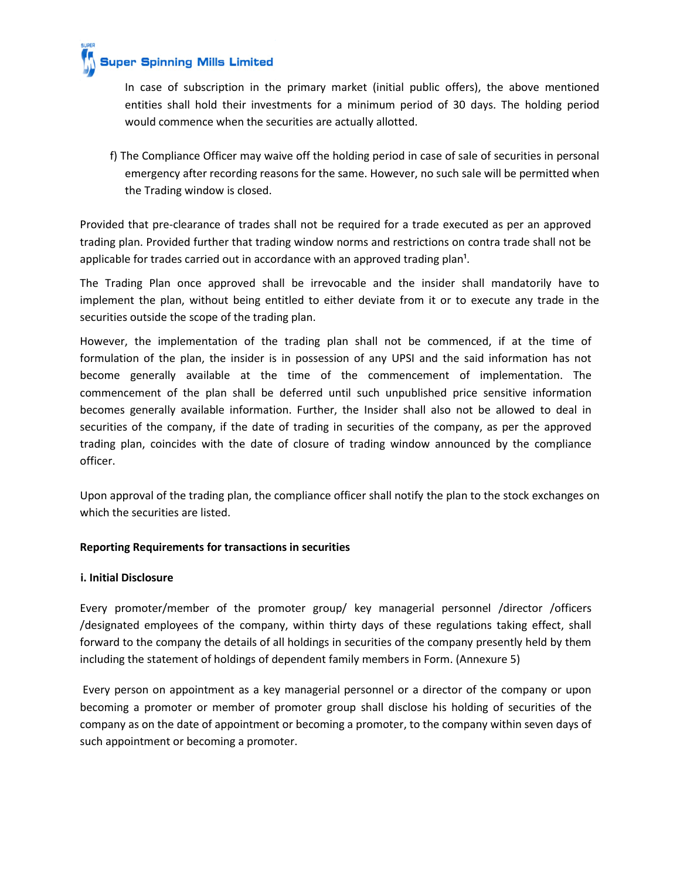In case of subscription in the primary market (initial public offers), the above mentioned entities shall hold their investments for a minimum period of 30 days. The holding period would commence when the securities are actually allotted.

f) The Compliance Officer may waive off the holding period in case of sale of securities in personal emergency after recording reasons for the same. However, no such sale will be permitted when the Trading window is closed.

Provided that pre-clearance of trades shall not be required for a trade executed as per an approved trading plan. Provided further that trading window norms and restrictions on contra trade shall not be applicable for trades carried out in accordance with an approved trading plan[1].

The Trading Plan once approved shall be irrevocable and the insider shall mandatorily have to implement the plan, without being entitled to either deviate from it or to execute any trade in the securities outside the scope of the trading plan.

However, the implementation of the trading plan shall not be commenced, if at the time of formulation of the plan, the insider is in possession of any UPSI and the said information has not become generally available at the time of the commencement of implementation. The commencement of the plan shall be deferred until such unpublished price sensitive information becomes generally available information. Further, the Insider shall also not be allowed to deal in securities of the company, if the date of trading in securities of the company, as per the approved trading plan, coincides with the date of closure of trading window announced by the compliance officer.

Upon approval of the trading plan, the compliance officer shall notify the plan to the stock exchanges on which the securities are listed.

**Reporting Requirements for transactions in securities**

**i. Initial Disclosure**

Every promoter/member of the promoter group/ key managerial personnel /director /officers /designated employees of the company, within thirty days of these regulations taking effect, shall forward to the company the details of all holdings in securities of the company presently held by them including the statement of holdings of dependent family members in Form. (Annexure 5)

Every person on appointment as a key managerial personnel or a director of the company or upon becoming a promoter or member of promoter group shall disclose his holding of securities of the company as on the date of appointment or becoming a promoter, to the company within seven days of such appointment or becoming a promoter.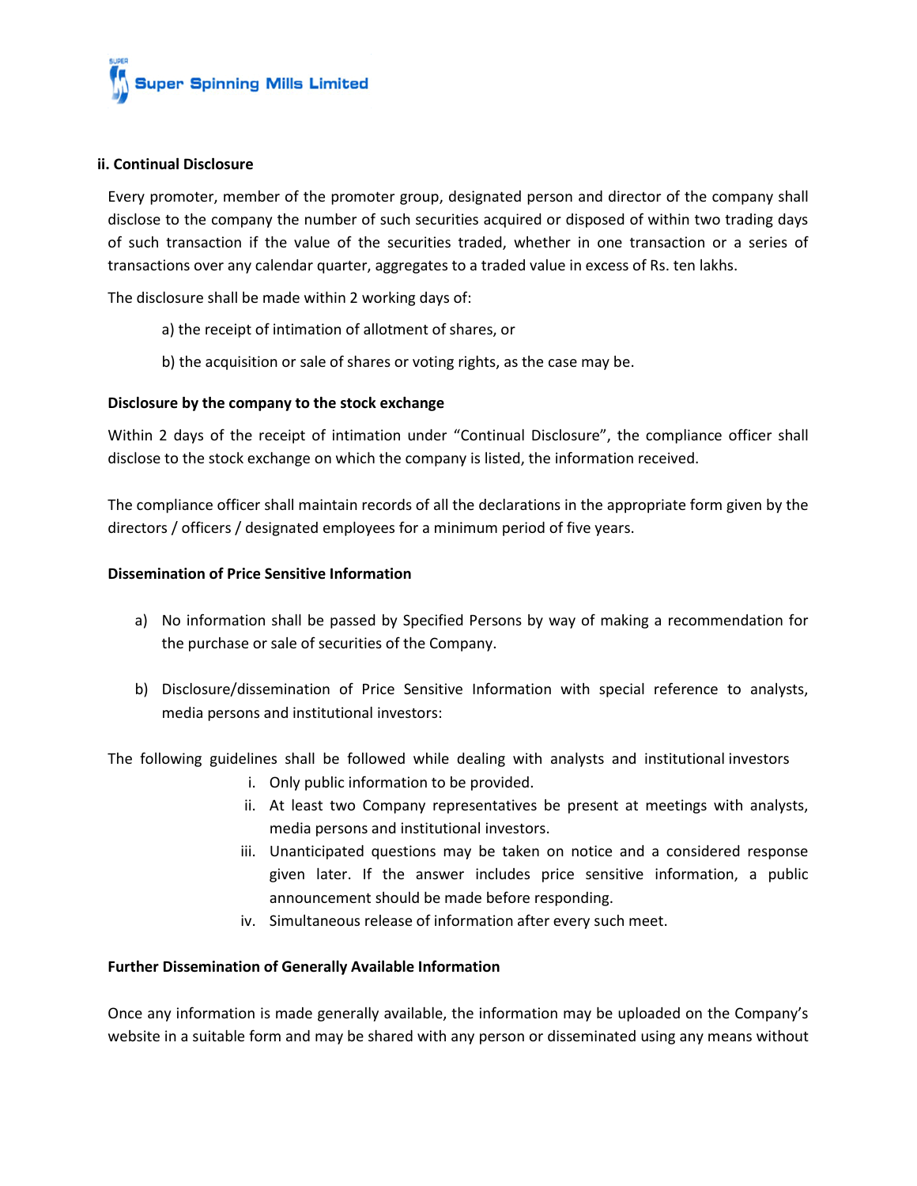**ii. Continual Disclosure**

Every promoter, member of the promoter group, designated person and director of the company shall disclose to the company the number of such securities acquired or disposed of within two trading days of such transaction if the value of the securities traded, whether in one transaction or a series of transactions over any calendar quarter, aggregates to a traded value in excess of Rs. ten lakhs.

The disclosure shall be made within 2 working days of:

a) the receipt of intimation of allotment of shares, or

b) the acquisition or sale of shares or voting rights, as the case may be.

**Disclosure by the company to the stock exchange**

Within 2 days of the receipt of intimation under "Continual Disclosure", the compliance officer shall disclose to the stock exchange on which the company is listed, the information received.

The compliance officer shall maintain records of all the declarations in the appropriate form given by the directors / officers / designated employees for a minimum period of five years.

**Dissemination of Price Sensitive Information**

a) No information shall be passed by Specified Persons by way of making a recommendation for the purchase or sale of securities of the Company.

b) Disclosure/dissemination of Price Sensitive Information with special reference to analysts, media persons and institutional investors:

The following guidelines shall be followed while dealing with analysts and institutional investors

i. Only public information to be provided.
ii. At least two Company representatives be present at meetings with analysts, media persons and institutional investors.
iii. Unanticipated questions may be taken on notice and a considered response given later. If the answer includes price sensitive information, a public announcement should be made before responding.
iv. Simultaneous release of information after every such meet.

**Further Dissemination of Generally Available Information**

Once any information is made generally available, the information may be uploaded on the Company's website in a suitable form and may be shared with any person or disseminated using any means without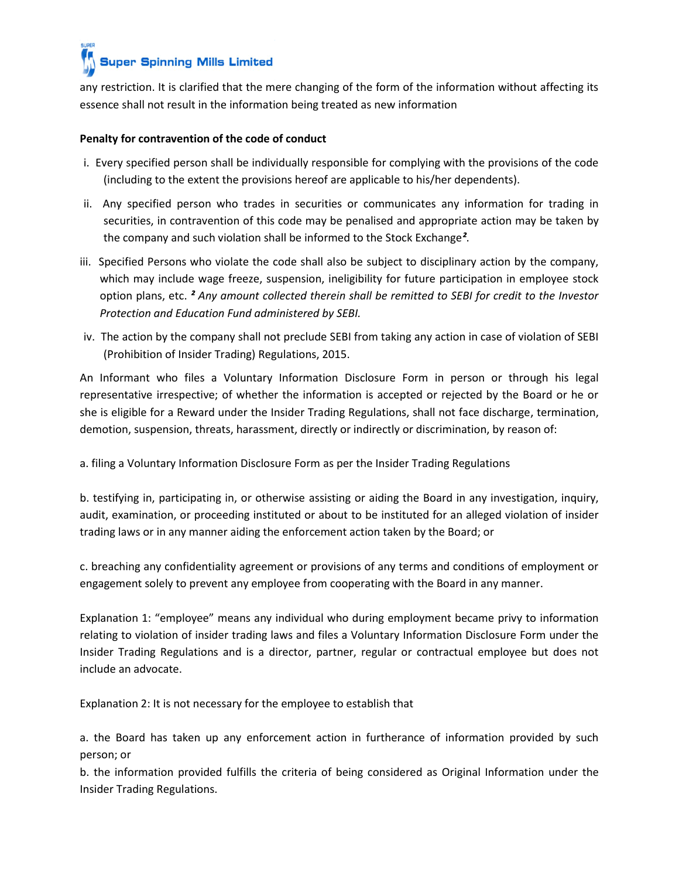any restriction. It is clarified that the mere changing of the form of the information without affecting its essence shall not result in the information being treated as new information

**Penalty for contravention of the code of conduct**

i. Every specified person shall be individually responsible for complying with the provisions of the code (including to the extent the provisions hereof are applicable to his/her dependents).

ii. Any specified person who trades in securities or communicates any information for trading in securities, in contravention of this code may be penalised and appropriate action may be taken by the company and such violation shall be informed to the Stock Exchange[2].

iii. Specified Persons who violate the code shall also be subject to disciplinary action by the company, which may include wage freeze, suspension, ineligibility for future participation in employee stock option plans, etc. [2] *Any amount collected therein shall be remitted to SEBI for credit to the Investor Protection and Education Fund administered by SEBI.*

iv. The action by the company shall not preclude SEBI from taking any action in case of violation of SEBI (Prohibition of Insider Trading) Regulations, 2015.

An Informant who files a Voluntary Information Disclosure Form in person or through his legal representative irrespective; of whether the information is accepted or rejected by the Board or he or she is eligible for a Reward under the Insider Trading Regulations, shall not face discharge, termination, demotion, suspension, threats, harassment, directly or indirectly or discrimination, by reason of:

a. filing a Voluntary Information Disclosure Form as per the Insider Trading Regulations

b. testifying in, participating in, or otherwise assisting or aiding the Board in any investigation, inquiry, audit, examination, or proceeding instituted or about to be instituted for an alleged violation of insider trading laws or in any manner aiding the enforcement action taken by the Board; or

c. breaching any confidentiality agreement or provisions of any terms and conditions of employment or engagement solely to prevent any employee from cooperating with the Board in any manner.

Explanation 1: "employee" means any individual who during employment became privy to information relating to violation of insider trading laws and files a Voluntary Information Disclosure Form under the Insider Trading Regulations and is a director, partner, regular or contractual employee but does not include an advocate.

Explanation 2: It is not necessary for the employee to establish that

a. the Board has taken up any enforcement action in furtherance of information provided by such person; or

b. the information provided fulfills the criteria of being considered as Original Information under the Insider Trading Regulations.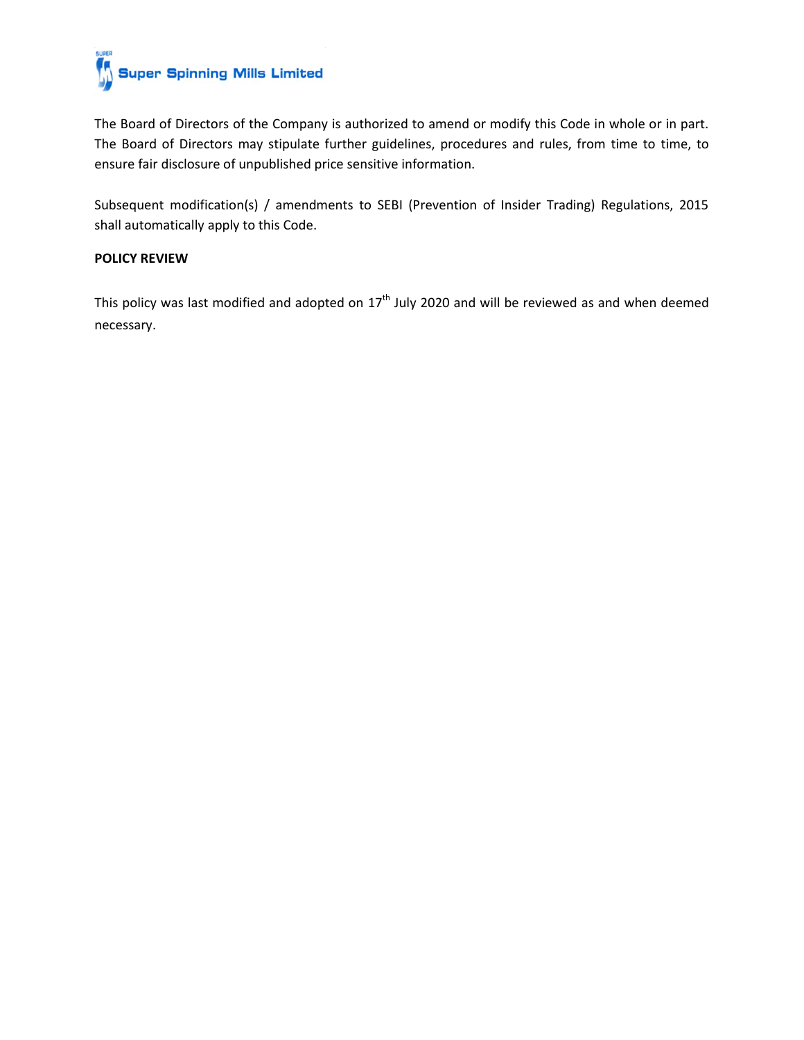The Board of Directors of the Company is authorized to amend or modify this Code in whole or in part. The Board of Directors may stipulate further guidelines, procedures and rules, from time to time, to ensure fair disclosure of unpublished price sensitive information.

Subsequent modification(s) / amendments to SEBI (Prevention of Insider Trading) Regulations, 2015 shall automatically apply to this Code.

**POLICY REVIEW**

This policy was last modified and adopted on 17th July 2020 and will be reviewed as and when deemed necessary.